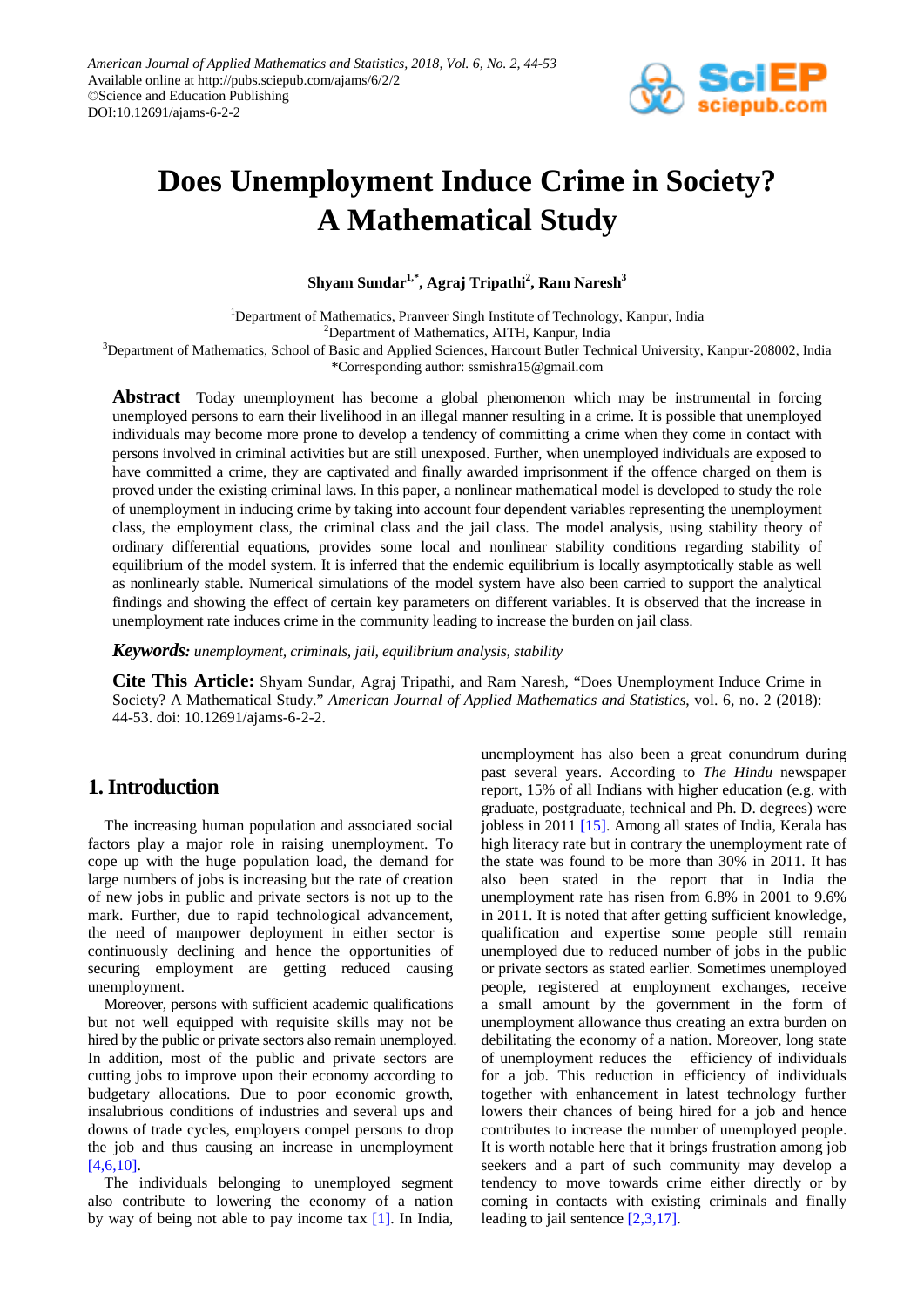# Does Unemployment Induce Crime in Society? A Mathematical Study

**Shyam Sundar[1,*], Agraj Tripathi[2], Ram Naresh[3]**

[1]Department of Mathematics, Pranveer Singh Institute of Technology, Kanpur, India
[2]Department of Mathematics, AITH, Kanpur, India
[3]Department of Mathematics, School of Basic and Applied Sciences, Harcourt Butler Technical University, Kanpur-208002, India
*Corresponding author: ssmishra15@gmail.com

**Abstract** Today unemployment has become a global phenomenon which may be instrumental in forcing unemployed persons to earn their livelihood in an illegal manner resulting in a crime. It is possible that unemployed individuals may become more prone to develop a tendency of committing a crime when they come in contact with persons involved in criminal activities but are still unexposed. Further, when unemployed individuals are exposed to have committed a crime, they are captivated and finally awarded imprisonment if the offence charged on them is proved under the existing criminal laws. In this paper, a nonlinear mathematical model is developed to study the role of unemployment in inducing crime by taking into account four dependent variables representing the unemployment class, the employment class, the criminal class and the jail class. The model analysis, using stability theory of ordinary differential equations, provides some local and nonlinear stability conditions regarding stability of equilibrium of the model system. It is inferred that the endemic equilibrium is locally asymptotically stable as well as nonlinearly stable. Numerical simulations of the model system have also been carried to support the analytical findings and showing the effect of certain key parameters on different variables. It is observed that the increase in unemployment rate induces crime in the community leading to increase the burden on jail class.

***Keywords:*** *unemployment, criminals, jail, equilibrium analysis, stability*

**Cite This Article:** Shyam Sundar, Agraj Tripathi, and Ram Naresh, "Does Unemployment Induce Crime in Society? A Mathematical Study." *American Journal of Applied Mathematics and Statistics*, vol. 6, no. 2 (2018): 44-53. doi: 10.12691/ajams-6-2-2.

## 1. Introduction

The increasing human population and associated social factors play a major role in raising unemployment. To cope up with the huge population load, the demand for large numbers of jobs is increasing but the rate of creation of new jobs in public and private sectors is not up to the mark. Further, due to rapid technological advancement, the need of manpower deployment in either sector is continuously declining and hence the opportunities of securing employment are getting reduced causing unemployment.

Moreover, persons with sufficient academic qualifications but not well equipped with requisite skills may not be hired by the public or private sectors also remain unemployed. In addition, most of the public and private sectors are cutting jobs to improve upon their economy according to budgetary allocations. Due to poor economic growth, insalubrious conditions of industries and several ups and downs of trade cycles, employers compel persons to drop the job and thus causing an increase in unemployment [4,6,10].

The individuals belonging to unemployed segment also contribute to lowering the economy of a nation by way of being not able to pay income tax [1]. In India, unemployment has also been a great conundrum during past several years. According to *The Hindu* newspaper report, 15% of all Indians with higher education (e.g. with graduate, postgraduate, technical and Ph. D. degrees) were jobless in 2011 [15]. Among all states of India, Kerala has high literacy rate but in contrary the unemployment rate of the state was found to be more than 30% in 2011. It has also been stated in the report that in India the unemployment rate has risen from 6.8% in 2001 to 9.6% in 2011. It is noted that after getting sufficient knowledge, qualification and expertise some people still remain unemployed due to reduced number of jobs in the public or private sectors as stated earlier. Sometimes unemployed people, registered at employment exchanges, receive a small amount by the government in the form of unemployment allowance thus creating an extra burden on debilitating the economy of a nation. Moreover, long state of unemployment reduces the efficiency of individuals for a job. This reduction in efficiency of individuals together with enhancement in latest technology further lowers their chances of being hired for a job and hence contributes to increase the number of unemployed people. It is worth notable here that it brings frustration among job seekers and a part of such community may develop a tendency to move towards crime either directly or by coming in contacts with existing criminals and finally leading to jail sentence [2,3,17].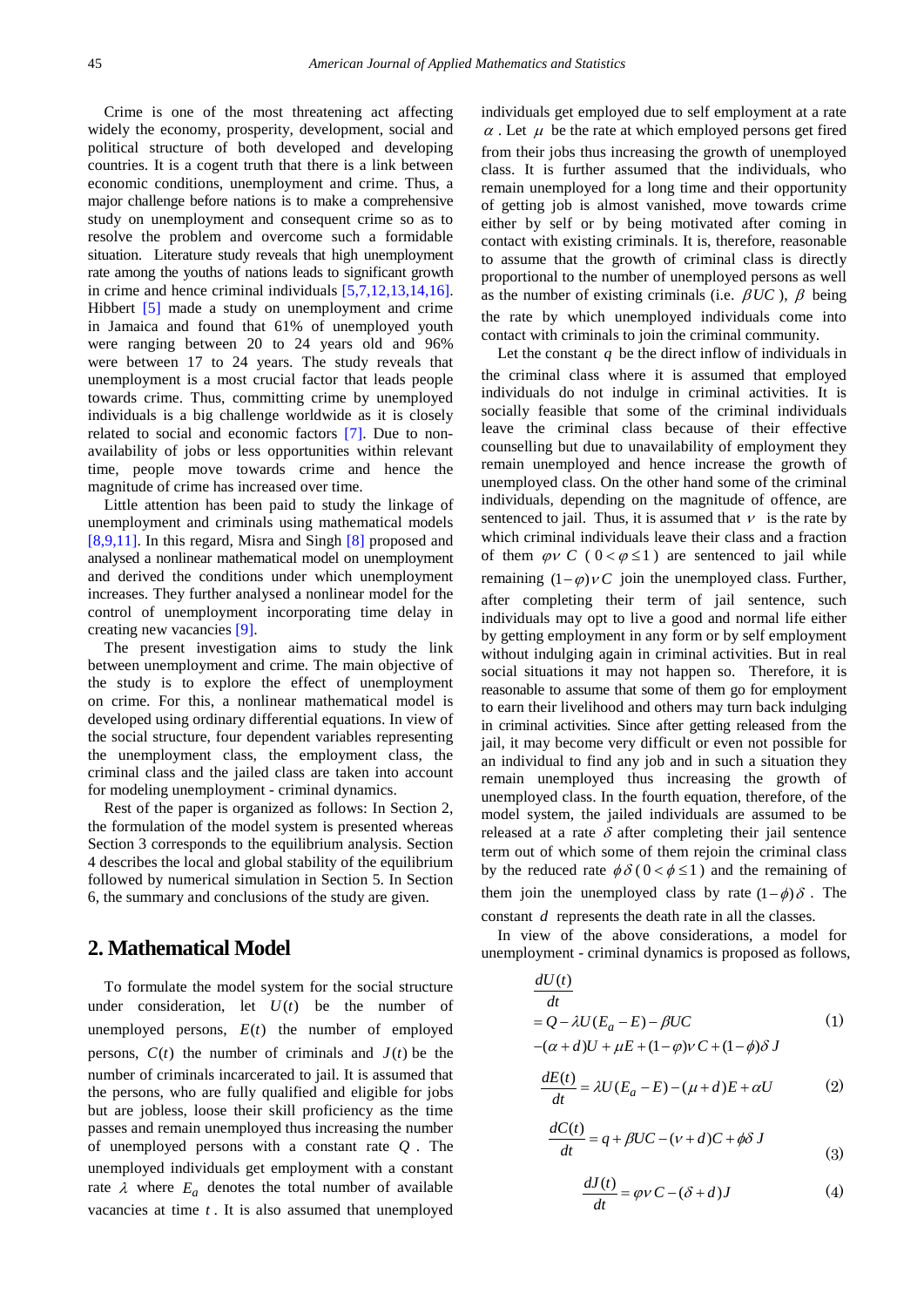Crime is one of the most threatening act affecting widely the economy, prosperity, development, social and political structure of both developed and developing countries. It is a cogent truth that there is a link between economic conditions, unemployment and crime. Thus, a major challenge before nations is to make a comprehensive study on unemployment and consequent crime so as to resolve the problem and overcome such a formidable situation. Literature study reveals that high unemployment rate among the youths of nations leads to significant growth in crime and hence criminal individuals [5,7,12,13,14,16]. Hibbert [5] made a study on unemployment and crime in Jamaica and found that 61% of unemployed youth were ranging between 20 to 24 years old and 96% were between 17 to 24 years. The study reveals that unemployment is a most crucial factor that leads people towards crime. Thus, committing crime by unemployed individuals is a big challenge worldwide as it is closely related to social and economic factors [7]. Due to non-availability of jobs or less opportunities within relevant time, people move towards crime and hence the magnitude of crime has increased over time.

Little attention has been paid to study the linkage of unemployment and criminals using mathematical models [8,9,11]. In this regard, Misra and Singh [8] proposed and analysed a nonlinear mathematical model on unemployment and derived the conditions under which unemployment increases. They further analysed a nonlinear model for the control of unemployment incorporating time delay in creating new vacancies [9].

The present investigation aims to study the link between unemployment and crime. The main objective of the study is to explore the effect of unemployment on crime. For this, a nonlinear mathematical model is developed using ordinary differential equations. In view of the social structure, four dependent variables representing the unemployment class, the employment class, the criminal class and the jailed class are taken into account for modeling unemployment - criminal dynamics.

Rest of the paper is organized as follows: In Section 2, the formulation of the model system is presented whereas Section 3 corresponds to the equilibrium analysis. Section 4 describes the local and global stability of the equilibrium followed by numerical simulation in Section 5. In Section 6, the summary and conclusions of the study are given.

## 2. Mathematical Model

To formulate the model system for the social structure under consideration, let $U(t)$ be the number of unemployed persons, $E(t)$ the number of employed persons, $C(t)$ the number of criminals and $J(t)$ be the number of criminals incarcerated to jail. It is assumed that the persons, who are fully qualified and eligible for jobs but are jobless, loose their skill proficiency as the time passes and remain unemployed thus increasing the number of unemployed persons with a constant rate $Q$. The unemployed individuals get employment with a constant rate $\lambda$ where $E_a$ denotes the total number of available vacancies at time $t$. It is also assumed that unemployed individuals get employed due to self employment at a rate $\alpha$. Let $\mu$ be the rate at which employed persons get fired from their jobs thus increasing the growth of unemployed class. It is further assumed that the individuals, who remain unemployed for a long time and their opportunity of getting job is almost vanished, move towards crime either by self or by being motivated after coming in contact with existing criminals. It is, therefore, reasonable to assume that the growth of criminal class is directly proportional to the number of unemployed persons as well as the number of existing criminals (i.e. $\beta UC$), $\beta$ being the rate by which unemployed individuals come into contact with criminals to join the criminal community.

Let the constant $q$ be the direct inflow of individuals in the criminal class where it is assumed that employed individuals do not indulge in criminal activities. It is socially feasible that some of the criminal individuals leave the criminal class because of their effective counselling but due to unavailability of employment they remain unemployed and hence increase the growth of unemployed class. On the other hand some of the criminal individuals, depending on the magnitude of offence, are sentenced to jail. Thus, it is assumed that $\nu$ is the rate by which criminal individuals leave their class and a fraction of them $\varphi\nu\, C$ ($0 < \varphi \le 1$) are sentenced to jail while remaining $(1-\varphi)\nu C$ join the unemployed class. Further, after completing their term of jail sentence, such individuals may opt to live a good and normal life either by getting employment in any form or by self employment without indulging again in criminal activities. But in real social situations it may not happen so. Therefore, it is reasonable to assume that some of them go for employment to earn their livelihood and others may turn back indulging in criminal activities. Since after getting released from the jail, it may become very difficult or even not possible for an individual to find any job and in such a situation they remain unemployed thus increasing the growth of unemployed class. In the fourth equation, therefore, of the model system, the jailed individuals are assumed to be released at a rate $\delta$ after completing their jail sentence term out of which some of them rejoin the criminal class by the reduced rate $\phi\delta$ ($0 < \phi \le 1$) and the remaining of them join the unemployed class by rate $(1-\phi)\delta$. The constant $d$ represents the death rate in all the classes.

In view of the above considerations, a model for unemployment - criminal dynamics is proposed as follows,

$$\frac{dU(t)}{dt} = Q - \lambda U(E_a - E) - \beta UC - (\alpha + d)U + \mu E + (1-\varphi)\nu C + (1-\phi)\delta J \tag{1}$$

$$\frac{dE(t)}{dt} = \lambda U(E_a - E) - (\mu + d)E + \alpha U \tag{2}$$

$$\frac{dC(t)}{dt} = q + \beta UC - (\nu + d)C + \phi\delta J \tag{3}$$

$$\frac{dJ(t)}{dt} = \varphi\nu C - (\delta + d)J \tag{4}$$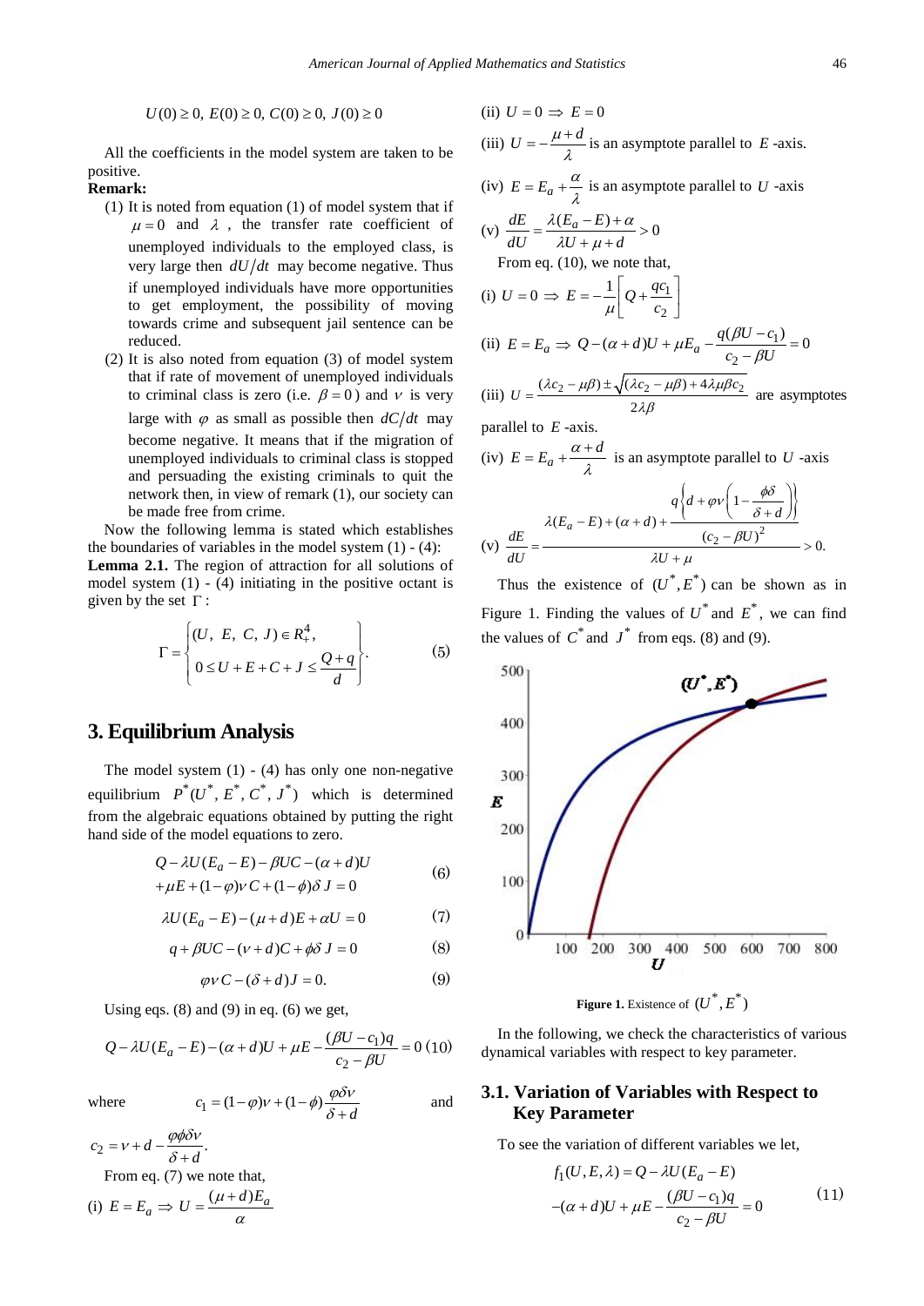$$U(0) \geq 0,\ E(0) \geq 0,\ C(0) \geq 0,\ J(0) \geq 0$$

All the coefficients in the model system are taken to be positive.

**Remark:**

(1) It is noted from equation (1) of model system that if $\mu = 0$ and $\lambda$, the transfer rate coefficient of unemployed individuals to the employed class, is very large then $dU/dt$ may become negative. Thus if unemployed individuals have more opportunities to get employment, the possibility of moving towards crime and subsequent jail sentence can be reduced.

(2) It is also noted from equation (3) of model system that if rate of movement of unemployed individuals to criminal class is zero (i.e. $\beta = 0$) and $\nu$ is very large with $\varphi$ as small as possible then $dC/dt$ may become negative. It means that if the migration of unemployed individuals to criminal class is stopped and persuading the existing criminals to quit the network then, in view of remark (1), our society can be made free from crime.

Now the following lemma is stated which establishes the boundaries of variables in the model system (1) - (4):

**Lemma 2.1.** The region of attraction for all solutions of model system (1) - (4) initiating in the positive octant is given by the set $\Gamma$:

$$\Gamma = \left\{ \begin{array}{l} (U,\ E,\ C,\ J) \in R_+^4, \\ 0 \leq U + E + C + J \leq \dfrac{Q+q}{d} \end{array} \right\}. \tag{5}$$

## 3. Equilibrium Analysis

The model system (1) - (4) has only one non-negative equilibrium $P^*(U^*, E^*, C^*, J^*)$ which is determined from the algebraic equations obtained by putting the right hand side of the model equations to zero.

$$\begin{aligned} &Q - \lambda U(E_a - E) - \beta UC - (\alpha + d)U \\ &+ \mu E + (1-\varphi)\nu C + (1-\phi)\delta J = 0 \end{aligned} \tag{6}$$

$$\lambda U(E_a - E) - (\mu + d)E + \alpha U = 0 \tag{7}$$

$$q + \beta UC - (\nu + d)C + \phi\delta J = 0 \tag{8}$$

$$\varphi\nu C - (\delta + d)J = 0. \tag{9}$$

Using eqs. (8) and (9) in eq. (6) we get,

$$Q - \lambda U(E_a - E) - (\alpha + d)U + \mu E - \frac{(\beta U - c_1)q}{c_2 - \beta U} = 0 \tag{10}$$

where $c_1 = (1-\varphi)\nu + (1-\phi)\dfrac{\varphi\delta\nu}{\delta + d}$ and $c_2 = \nu + d - \dfrac{\varphi\phi\delta\nu}{\delta + d}$.

From eq. (7) we note that,

(i) $E = E_a \Rightarrow U = \dfrac{(\mu + d)E_a}{\alpha}$

(ii) $U = 0 \Rightarrow E = 0$

(iii) $U = -\dfrac{\mu + d}{\lambda}$ is an asymptote parallel to $E$-axis.

(iv) $E = E_a + \dfrac{\alpha}{\lambda}$ is an asymptote parallel to $U$-axis

(v) $\dfrac{dE}{dU} = \dfrac{\lambda(E_a - E) + \alpha}{\lambda U + \mu + d} > 0$

From eq. (10), we note that,

(i) $U = 0 \Rightarrow E = -\dfrac{1}{\mu}\left[Q + \dfrac{qc_1}{c_2}\right]$

(ii) $E = E_a \Rightarrow Q - (\alpha + d)U + \mu E_a - \dfrac{q(\beta U - c_1)}{c_2 - \beta U} = 0$

(iii) $U = \dfrac{(\lambda c_2 - \mu\beta) \pm \sqrt{(\lambda c_2 - \mu\beta) + 4\lambda\mu\beta c_2}}{2\lambda\beta}$ are asymptotes parallel to $E$-axis.

(iv) $E = E_a + \dfrac{\alpha + d}{\lambda}$ is an asymptote parallel to $U$-axis

(v) $\dfrac{dE}{dU} = \dfrac{\lambda(E_a - E) + (\alpha + d) + \dfrac{q\left\{d + \varphi\nu\left(1 - \dfrac{\phi\delta}{\delta + d}\right)\right\}}{(c_2 - \beta U)^2}}{\lambda U + \mu} > 0.$

Thus the existence of $(U^*, E^*)$ can be shown as in Figure 1. Finding the values of $U^*$ and $E^*$, we can find the values of $C^*$ and $J^*$ from eqs. (8) and (9).

**Figure 1.** Existence of $(U^*, E^*)$

In the following, we check the characteristics of various dynamical variables with respect to key parameter.

### 3.1. Variation of Variables with Respect to Key Parameter

To see the variation of different variables we let,

$$\begin{aligned} f_1(U, E, \lambda) &= Q - \lambda U(E_a - E) \\ &- (\alpha + d)U + \mu E - \frac{(\beta U - c_1)q}{c_2 - \beta U} = 0 \end{aligned} \tag{11}$$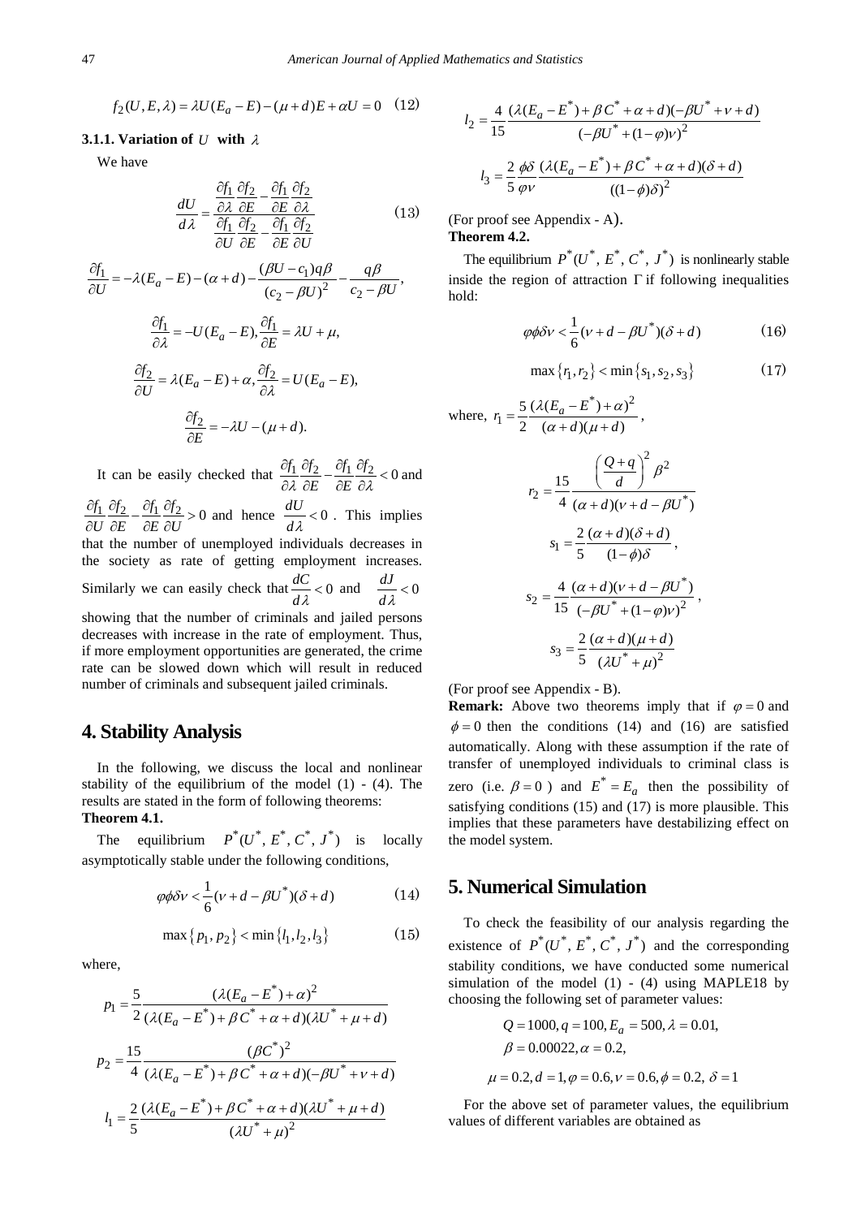$$f_2(U,E,\lambda) = \lambda U(E_a - E) - (\mu + d)E + \alpha U = 0 \quad (12)$$

### 3.1.1. Variation of $U$ with $\lambda$

We have

$$\frac{dU}{d\lambda} = \frac{\dfrac{\partial f_1}{\partial \lambda}\dfrac{\partial f_2}{\partial E} - \dfrac{\partial f_1}{\partial E}\dfrac{\partial f_2}{\partial \lambda}}{\dfrac{\partial f_1}{\partial U}\dfrac{\partial f_2}{\partial E} - \dfrac{\partial f_1}{\partial E}\dfrac{\partial f_2}{\partial U}} \quad (13)$$

$$\frac{\partial f_1}{\partial U} = -\lambda(E_a - E) - (\alpha + d) - \frac{(\beta U - c_1)q\beta}{(c_2 - \beta U)^2} - \frac{q\beta}{c_2 - \beta U},$$

$$\frac{\partial f_1}{\partial \lambda} = -U(E_a - E), \frac{\partial f_1}{\partial E} = \lambda U + \mu,$$

$$\frac{\partial f_2}{\partial U} = \lambda(E_a - E) + \alpha, \frac{\partial f_2}{\partial \lambda} = U(E_a - E),$$

$$\frac{\partial f_2}{\partial E} = -\lambda U - (\mu + d).$$

It can be easily checked that $\dfrac{\partial f_1}{\partial \lambda}\dfrac{\partial f_2}{\partial E} - \dfrac{\partial f_1}{\partial E}\dfrac{\partial f_2}{\partial \lambda} < 0$ and $\dfrac{\partial f_1}{\partial U}\dfrac{\partial f_2}{\partial E} - \dfrac{\partial f_1}{\partial E}\dfrac{\partial f_2}{\partial U} > 0$ and hence $\dfrac{dU}{d\lambda} < 0$. This implies that the number of unemployed individuals decreases in the society as rate of getting employment increases. Similarly we can easily check that $\dfrac{dC}{d\lambda} < 0$ and $\dfrac{dJ}{d\lambda} < 0$ showing that the number of criminals and jailed persons decreases with increase in the rate of employment. Thus, if more employment opportunities are generated, the crime rate can be slowed down which will result in reduced number of criminals and subsequent jailed criminals.

## 4. Stability Analysis

In the following, we discuss the local and nonlinear stability of the equilibrium of the model (1) - (4). The results are stated in the form of following theorems:

**Theorem 4.1.**

The equilibrium $P^*(U^*, E^*, C^*, J^*)$ is locally asymptotically stable under the following conditions,

$$\varphi\phi\delta\nu < \frac{1}{6}(\nu + d - \beta U^*)(\delta + d) \quad (14)$$

$$\max\{p_1, p_2\} < \min\{l_1, l_2, l_3\} \quad (15)$$

where,

$$p_1 = \frac{5}{2}\frac{(\lambda(E_a - E^*) + \alpha)^2}{(\lambda(E_a - E^*) + \beta C^* + \alpha + d)(\lambda U^* + \mu + d)}$$

$$p_2 = \frac{15}{4}\frac{(\beta C^*)^2}{(\lambda(E_a - E^*) + \beta C^* + \alpha + d)(-\beta U^* + \nu + d)}$$

$$l_1 = \frac{2}{5}\frac{(\lambda(E_a - E^*) + \beta C^* + \alpha + d)(\lambda U^* + \mu + d)}{(\lambda U^* + \mu)^2}$$

$$l_2 = \frac{4}{15}\frac{(\lambda(E_a - E^*) + \beta C^* + \alpha + d)(-\beta U^* + \nu + d)}{(-\beta U^* + (1-\varphi)\nu)^2}$$

$$l_3 = \frac{2}{5}\frac{\phi\delta}{\varphi\nu}\frac{(\lambda(E_a - E^*) + \beta C^* + \alpha + d)(\delta + d)}{((1-\phi)\delta)^2}$$

(For proof see Appendix - A).

**Theorem 4.2.**

The equilibrium $P^*(U^*, E^*, C^*, J^*)$ is nonlinearly stable inside the region of attraction $\Gamma$ if following inequalities hold:

$$\varphi\phi\delta\nu < \frac{1}{6}(\nu + d - \beta U^*)(\delta + d) \quad (16)$$

$$\max\{r_1, r_2\} < \min\{s_1, s_2, s_3\} \quad (17)$$

where, $r_1 = \dfrac{5}{2}\dfrac{(\lambda(E_a - E^*) + \alpha)^2}{(\alpha + d)(\mu + d)}$,

$$r_2 = \frac{15}{4}\frac{\left(\dfrac{Q+q}{d}\right)^2 \beta^2}{(\alpha + d)(\nu + d - \beta U^*)}$$

$$s_1 = \frac{2}{5}\frac{(\alpha + d)(\delta + d)}{(1-\phi)\delta},$$

$$s_2 = \frac{4}{15}\frac{(\alpha + d)(\nu + d - \beta U^*)}{(-\beta U^* + (1-\varphi)\nu)^2},$$

$$s_3 = \frac{2}{5}\frac{(\alpha + d)(\mu + d)}{(\lambda U^* + \mu)^2}$$

(For proof see Appendix - B).

**Remark:** Above two theorems imply that if $\varphi = 0$ and $\phi = 0$ then the conditions (14) and (16) are satisfied automatically. Along with these assumption if the rate of transfer of unemployed individuals to criminal class is zero (i.e. $\beta = 0$ ) and $E^* = E_a$ then the possibility of satisfying conditions (15) and (17) is more plausible. This implies that these parameters have destabilizing effect on the model system.

## 5. Numerical Simulation

To check the feasibility of our analysis regarding the existence of $P^*(U^*, E^*, C^*, J^*)$ and the corresponding stability conditions, we have conducted some numerical simulation of the model (1) - (4) using MAPLE18 by choosing the following set of parameter values:

$$Q = 1000, q = 100, E_a = 500, \lambda = 0.01,$$
$$\beta = 0.00022, \alpha = 0.2,$$
$$\mu = 0.2, d = 1, \varphi = 0.6, \nu = 0.6, \phi = 0.2, \delta = 1$$

For the above set of parameter values, the equilibrium values of different variables are obtained as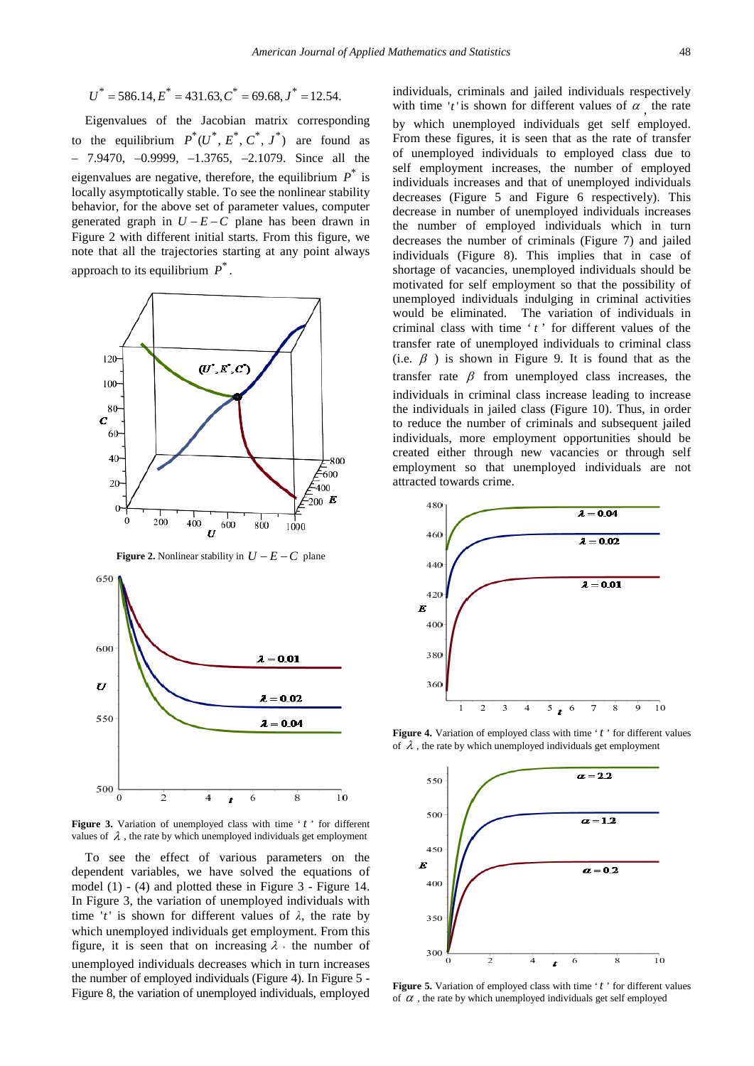$$U^* = 586.14, E^* = 431.63, C^* = 69.68, J^* = 12.54.$$

Eigenvalues of the Jacobian matrix corresponding to the equilibrium $P^*(U^*, E^*, C^*, J^*)$ are found as $-7.9470$, $-0.9999$, $-1.3765$, $-2.1079$. Since all the eigenvalues are negative, therefore, the equilibrium $P^*$ is locally asymptotically stable. To see the nonlinear stability behavior, for the above set of parameter values, computer generated graph in $U-E-C$ plane has been drawn in Figure 2 with different initial starts. From this figure, we note that all the trajectories starting at any point always approach to its equilibrium $P^*$.

**Figure 2.** Nonlinear stability in $U-E-C$ plane

**Figure 3.** Variation of unemployed class with time '$t$' for different values of $\lambda$, the rate by which unemployed individuals get employment

To see the effect of various parameters on the dependent variables, we have solved the equations of model (1) - (4) and plotted these in Figure 3 - Figure 14. In Figure 3, the variation of unemployed individuals with time '$t$' is shown for different values of $\lambda$, the rate by which unemployed individuals get employment. From this figure, it is seen that on increasing $\lambda$, the number of unemployed individuals decreases which in turn increases the number of employed individuals (Figure 4). In Figure 5 - Figure 8, the variation of unemployed individuals, employed individuals, criminals and jailed individuals respectively with time '$t$' is shown for different values of $\alpha$, the rate by which unemployed individuals get self employed. From these figures, it is seen that as the rate of transfer of unemployed individuals to employed class due to self employment increases, the number of employed individuals increases and that of unemployed individuals decreases (Figure 5 and Figure 6 respectively). This decrease in number of unemployed individuals increases the number of employed individuals which in turn decreases the number of criminals (Figure 7) and jailed individuals (Figure 8). This implies that in case of shortage of vacancies, unemployed individuals should be motivated for self employment so that the possibility of unemployed individuals indulging in criminal activities would be eliminated. The variation of individuals in criminal class with time '$t$' for different values of the transfer rate of unemployed individuals to criminal class (i.e. $\beta$) is shown in Figure 9. It is found that as the transfer rate $\beta$ from unemployed class increases, the individuals in criminal class increase leading to increase the individuals in jailed class (Figure 10). Thus, in order to reduce the number of criminals and subsequent jailed individuals, more employment opportunities should be created either through new vacancies or through self employment so that unemployed individuals are not attracted towards crime.

**Figure 4.** Variation of employed class with time '$t$' for different values of $\lambda$, the rate by which unemployed individuals get employment

**Figure 5.** Variation of employed class with time '$t$' for different values of $\alpha$, the rate by which unemployed individuals get self employed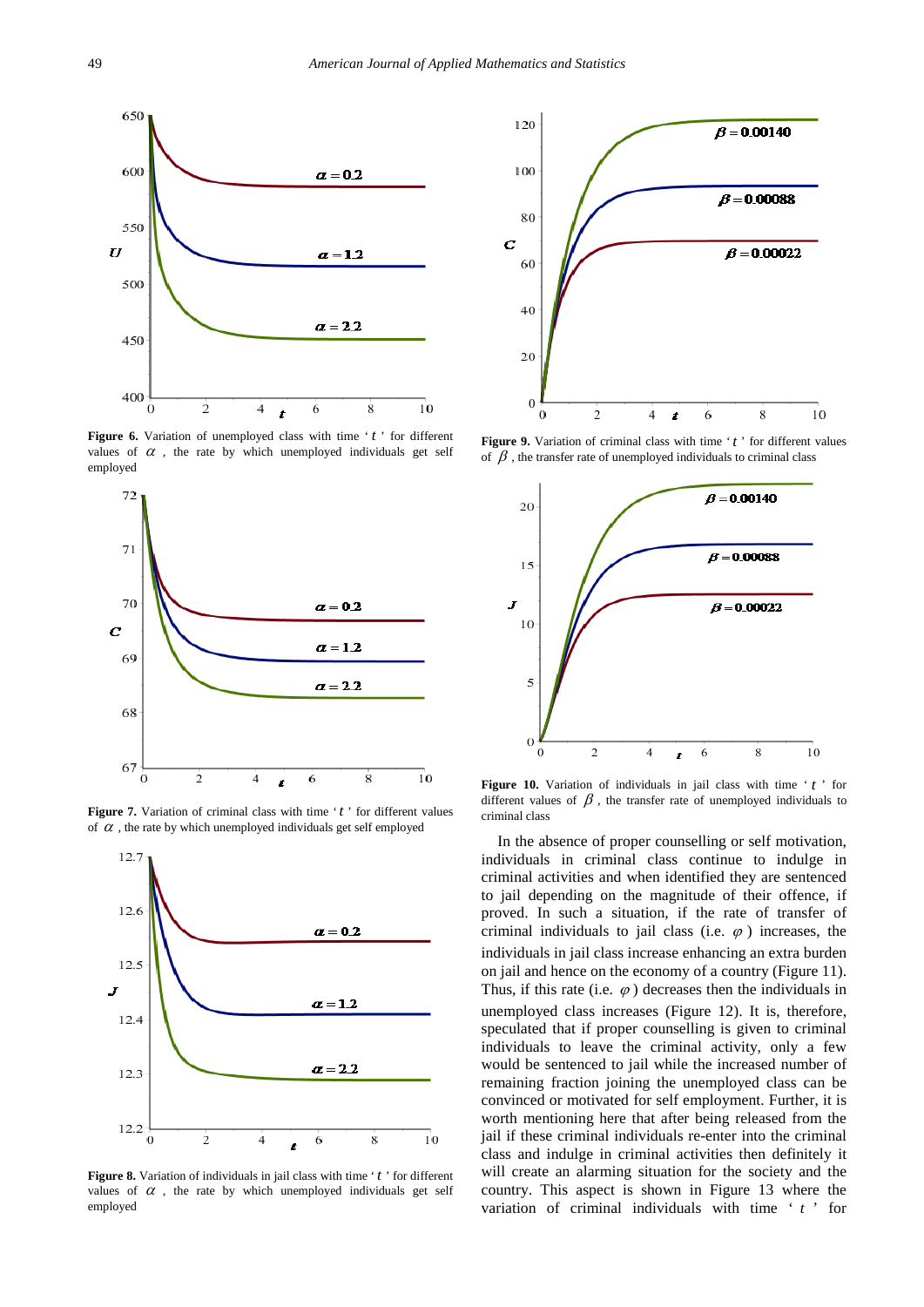**Figure 6.** Variation of unemployed class with time '$t$' for different values of $\alpha$, the rate by which unemployed individuals get self employed

**Figure 7.** Variation of criminal class with time '$t$' for different values of $\alpha$, the rate by which unemployed individuals get self employed

**Figure 8.** Variation of individuals in jail class with time '$t$' for different values of $\alpha$, the rate by which unemployed individuals get self employed

**Figure 9.** Variation of criminal class with time '$t$' for different values of $\beta$, the transfer rate of unemployed individuals to criminal class

**Figure 10.** Variation of individuals in jail class with time '$t$' for different values of $\beta$, the transfer rate of unemployed individuals to criminal class

In the absence of proper counselling or self motivation, individuals in criminal class continue to indulge in criminal activities and when identified they are sentenced to jail depending on the magnitude of their offence, if proved. In such a situation, if the rate of transfer of criminal individuals to jail class (i.e. $\varphi$) increases, the individuals in jail class increase enhancing an extra burden on jail and hence on the economy of a country (Figure 11). Thus, if this rate (i.e. $\varphi$) decreases then the individuals in unemployed class increases (Figure 12). It is, therefore, speculated that if proper counselling is given to criminal individuals to leave the criminal activity, only a few would be sentenced to jail while the increased number of remaining fraction joining the unemployed class can be convinced or motivated for self employment. Further, it is worth mentioning here that after being released from the jail if these criminal individuals re-enter into the criminal class and indulge in criminal activities then definitely it will create an alarming situation for the society and the country. This aspect is shown in Figure 13 where the variation of criminal individuals with time '$t$' for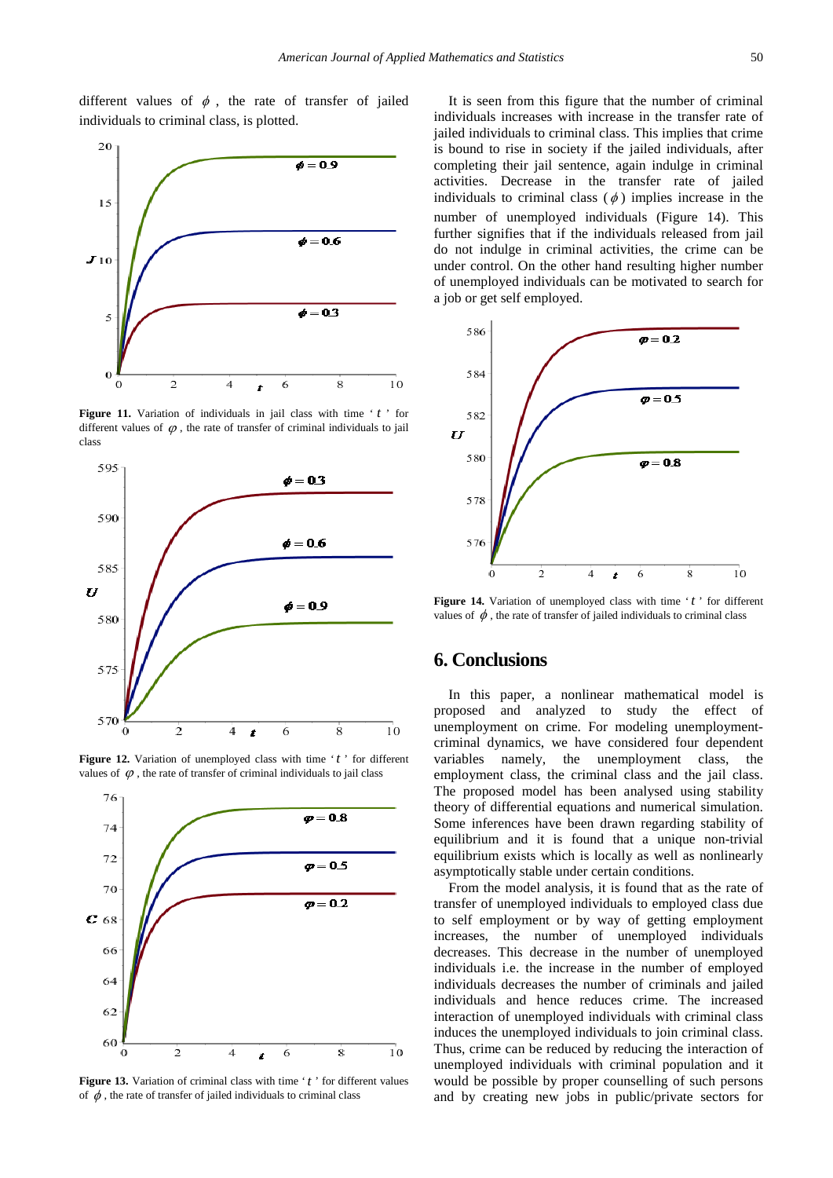different values of $\phi$, the rate of transfer of jailed individuals to criminal class, is plotted.

**Figure 11.** Variation of individuals in jail class with time '$t$' for different values of $\varphi$, the rate of transfer of criminal individuals to jail class

**Figure 12.** Variation of unemployed class with time '$t$' for different values of $\varphi$, the rate of transfer of criminal individuals to jail class

**Figure 13.** Variation of criminal class with time '$t$' for different values of $\phi$, the rate of transfer of jailed individuals to criminal class

It is seen from this figure that the number of criminal individuals increases with increase in the transfer rate of jailed individuals to criminal class. This implies that crime is bound to rise in society if the jailed individuals, after completing their jail sentence, again indulge in criminal activities. Decrease in the transfer rate of jailed individuals to criminal class ($\phi$) implies increase in the number of unemployed individuals (Figure 14). This further signifies that if the individuals released from jail do not indulge in criminal activities, the crime can be under control. On the other hand resulting higher number of unemployed individuals can be motivated to search for a job or get self employed.

**Figure 14.** Variation of unemployed class with time '$t$' for different values of $\phi$, the rate of transfer of jailed individuals to criminal class

## 6. Conclusions

In this paper, a nonlinear mathematical model is proposed and analyzed to study the effect of unemployment on crime. For modeling unemployment-criminal dynamics, we have considered four dependent variables namely, the unemployment class, the employment class, the criminal class and the jail class. The proposed model has been analysed using stability theory of differential equations and numerical simulation. Some inferences have been drawn regarding stability of equilibrium and it is found that a unique non-trivial equilibrium exists which is locally as well as nonlinearly asymptotically stable under certain conditions.

From the model analysis, it is found that as the rate of transfer of unemployed individuals to employed class due to self employment or by way of getting employment increases, the number of unemployed individuals decreases. This decrease in the number of unemployed individuals i.e. the increase in the number of employed individuals decreases the number of criminals and jailed individuals and hence reduces crime. The increased interaction of unemployed individuals with criminal class induces the unemployed individuals to join criminal class. Thus, crime can be reduced by reducing the interaction of unemployed individuals with criminal population and it would be possible by proper counselling of such persons and by creating new jobs in public/private sectors for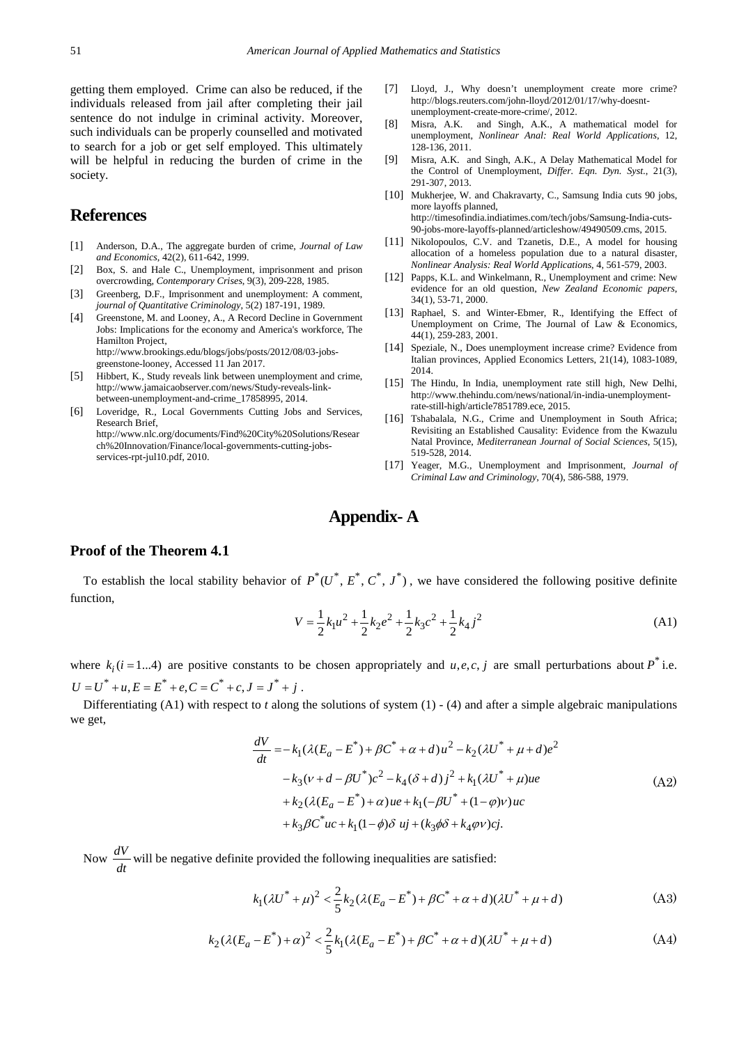getting them employed. Crime can also be reduced, if the individuals released from jail after completing their jail sentence do not indulge in criminal activity. Moreover, such individuals can be properly counselled and motivated to search for a job or get self employed. This ultimately will be helpful in reducing the burden of crime in the society.

## References

[1] Anderson, D.A., The aggregate burden of crime, *Journal of Law and Economics*, 42(2), 611-642, 1999.

[2] Box, S. and Hale C., Unemployment, imprisonment and prison overcrowding, *Contemporary Crises*, 9(3), 209-228, 1985.

[3] Greenberg, D.F., Imprisonment and unemployment: A comment, *journal of Quantitative Criminology*, 5(2) 187-191, 1989.

[4] Greenstone, M. and Looney, A., A Record Decline in Government Jobs: Implications for the economy and America's workforce, The Hamilton Project, http://www.brookings.edu/blogs/jobs/posts/2012/08/03-jobs-greenstone-looney, Accessed 11 Jan 2017.

[5] Hibbert, K., Study reveals link between unemployment and crime, http://www.jamaicaobserver.com/news/Study-reveals-link-between-unemployment-and-crime_17858995, 2014.

[6] Loveridge, R., Local Governments Cutting Jobs and Services, Research Brief, http://www.nlc.org/documents/Find%20City%20Solutions/Research%20Innovation/Finance/local-governments-cutting-jobs-services-rpt-jul10.pdf, 2010.

[7] Lloyd, J., Why doesn't unemployment create more crime? http://blogs.reuters.com/john-lloyd/2012/01/17/why-doesnt-unemployment-create-more-crime/, 2012.

[8] Misra, A.K. and Singh, A.K., A mathematical model for unemployment, *Nonlinear Anal: Real World Applications*, 12, 128-136, 2011.

[9] Misra, A.K. and Singh, A.K., A Delay Mathematical Model for the Control of Unemployment, *Differ. Eqn. Dyn. Syst.*, 21(3), 291-307, 2013.

[10] Mukherjee, W. and Chakravarty, C., Samsung India cuts 90 jobs, more layoffs planned, http://timesofindia.indiatimes.com/tech/jobs/Samsung-India-cuts-90-jobs-more-layoffs-planned/articleshow/49490509.cms, 2015.

[11] Nikolopoulos, C.V. and Tzanetis, D.E., A model for housing allocation of a homeless population due to a natural disaster, *Nonlinear Analysis: Real World Applications*, 4, 561-579, 2003.

[12] Papps, K.L. and Winkelmann, R., Unemployment and crime: New evidence for an old question, *New Zealand Economic papers*, 34(1), 53-71, 2000.

[13] Raphael, S. and Winter-Ebmer, R., Identifying the Effect of Unemployment on Crime, The Journal of Law & Economics, 44(1), 259-283, 2001.

[14] Speziale, N., Does unemployment increase crime? Evidence from Italian provinces, Applied Economics Letters, 21(14), 1083-1089, 2014.

[15] The Hindu, In India, unemployment rate still high, New Delhi, http://www.thehindu.com/news/national/in-india-unemployment-rate-still-high/article7851789.ece, 2015.

[16] Tshabalala, N.G., Crime and Unemployment in South Africa; Revisiting an Established Causality: Evidence from the Kwazulu Natal Province, *Mediterranean Journal of Social Sciences*, 5(15), 519-528, 2014.

[17] Yeager, M.G., Unemployment and Imprisonment, *Journal of Criminal Law and Criminology*, 70(4), 586-588, 1979.

# Appendix- A

### Proof of the Theorem 4.1

To establish the local stability behavior of $P^*(U^*, E^*, C^*, J^*)$, we have considered the following positive definite function,

$$V = \frac{1}{2}k_1u^2 + \frac{1}{2}k_2e^2 + \frac{1}{2}k_3c^2 + \frac{1}{2}k_4j^2 \tag{A1}$$

where $k_i (i = 1...4)$ are positive constants to be chosen appropriately and $u, e, c, j$ are small perturbations about $P^*$ i.e. $U = U^* + u, E = E^* + e, C = C^* + c, J = J^* + j$.

Differentiating (A1) with respect to *t* along the solutions of system (1) - (4) and after a simple algebraic manipulations we get,

$$\begin{aligned}
\frac{dV}{dt} = &-k_1(\lambda(E_a - E^*) + \beta C^* + \alpha + d)u^2 - k_2(\lambda U^* + \mu + d)e^2 \\
&- k_3(\nu + d - \beta U^*)c^2 - k_4(\delta + d)j^2 + k_1(\lambda U^* + \mu)ue \\
&+ k_2(\lambda(E_a - E^*) + \alpha)ue + k_1(-\beta U^* + (1-\varphi)\nu)uc \\
&+ k_3\beta C^* uc + k_1(1-\phi)\delta\, uj + (k_3\phi\delta + k_4\varphi\nu)cj.
\end{aligned} \tag{A2}$$

Now $\frac{dV}{dt}$ will be negative definite provided the following inequalities are satisfied:

$$k_1(\lambda U^* + \mu)^2 < \frac{2}{5}k_2(\lambda(E_a - E^*) + \beta C^* + \alpha + d)(\lambda U^* + \mu + d) \tag{A3}$$

$$k_2(\lambda(E_a - E^*) + \alpha)^2 < \frac{2}{5}k_1(\lambda(E_a - E^*) + \beta C^* + \alpha + d)(\lambda U^* + \mu + d) \tag{A4}$$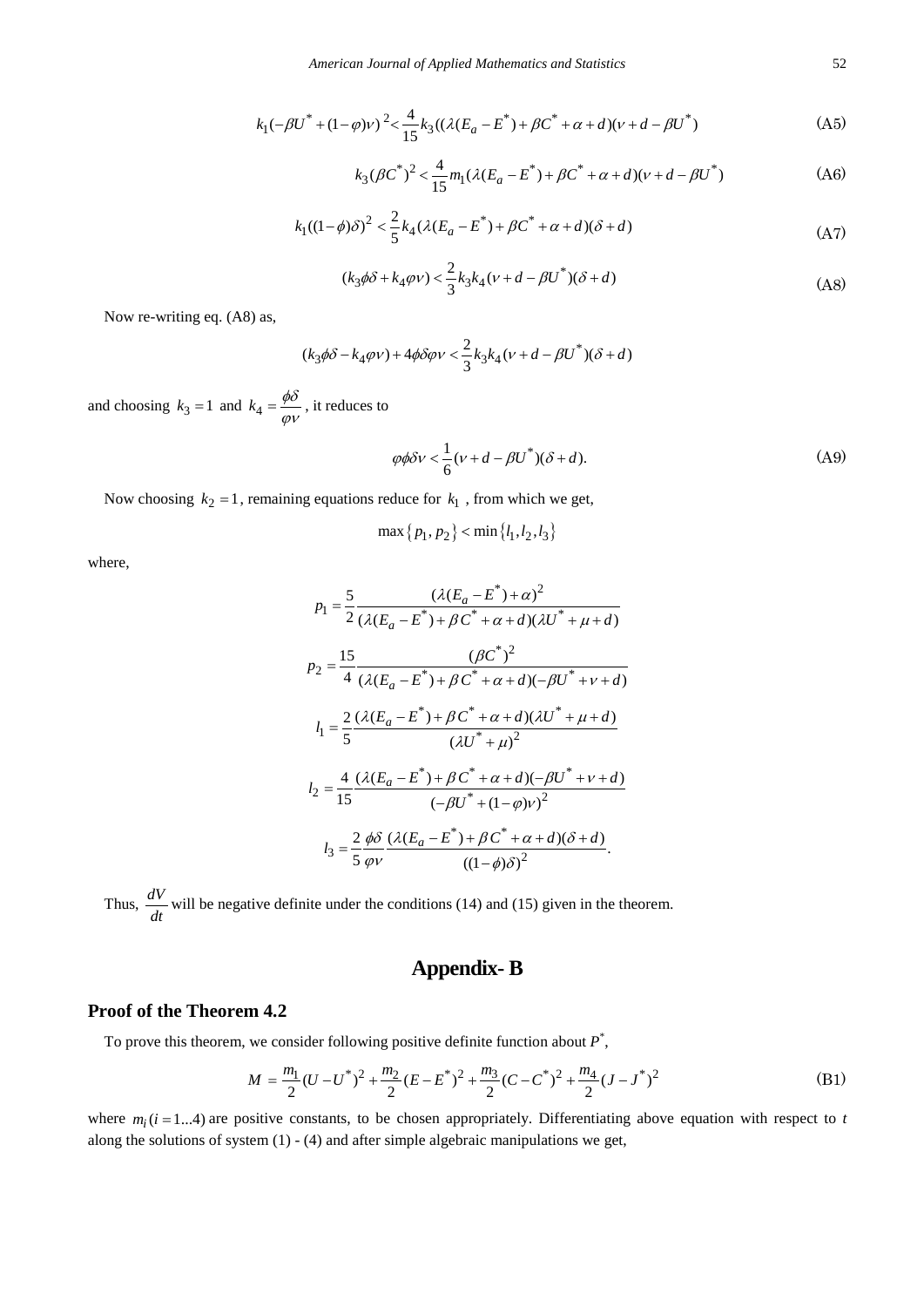$$k_1(-\beta U^* + (1-\varphi)\nu)^2 < \frac{4}{15} k_3((\lambda(E_a - E^*) + \beta C^* + \alpha + d)(\nu + d - \beta U^*) \tag{A5}$$

$$k_3(\beta C^*)^2 < \frac{4}{15} m_1(\lambda(E_a - E^*) + \beta C^* + \alpha + d)(\nu + d - \beta U^*) \tag{A6}$$

$$k_1((1-\phi)\delta)^2 < \frac{2}{5} k_4(\lambda(E_a - E^*) + \beta C^* + \alpha + d)(\delta + d) \tag{A7}$$

$$(k_3\phi\delta + k_4\varphi\nu) < \frac{2}{3} k_3 k_4(\nu + d - \beta U^*)(\delta + d) \tag{A8}$$

Now re-writing eq. (A8) as,

$$(k_3\phi\delta - k_4\varphi\nu) + 4\phi\delta\varphi\nu < \frac{2}{3} k_3 k_4(\nu + d - \beta U^*)(\delta + d)$$

and choosing $k_3 = 1$ and $k_4 = \frac{\phi\delta}{\varphi\nu}$, it reduces to

$$\varphi\phi\delta\nu < \frac{1}{6}(\nu + d - \beta U^*)(\delta + d). \tag{A9}$$

Now choosing $k_2 = 1$, remaining equations reduce for $k_1$, from which we get,

$$\max\{p_1, p_2\} < \min\{l_1, l_2, l_3\}$$

where,

$$p_1 = \frac{5}{2} \frac{(\lambda(E_a - E^*) + \alpha)^2}{(\lambda(E_a - E^*) + \beta C^* + \alpha + d)(\lambda U^* + \mu + d)}$$

$$p_2 = \frac{15}{4} \frac{(\beta C^*)^2}{(\lambda(E_a - E^*) + \beta C^* + \alpha + d)(-\beta U^* + \nu + d)}$$

$$l_1 = \frac{2}{5} \frac{(\lambda(E_a - E^*) + \beta C^* + \alpha + d)(\lambda U^* + \mu + d)}{(\lambda U^* + \mu)^2}$$

$$l_2 = \frac{4}{15} \frac{(\lambda(E_a - E^*) + \beta C^* + \alpha + d)(-\beta U^* + \nu + d)}{(-\beta U^* + (1-\varphi)\nu)^2}$$

$$l_3 = \frac{2}{5} \frac{\phi\delta}{\varphi\nu} \frac{(\lambda(E_a - E^*) + \beta C^* + \alpha + d)(\delta + d)}{((1-\phi)\delta)^2}.$$

Thus, $\frac{dV}{dt}$ will be negative definite under the conditions (14) and (15) given in the theorem.

# Appendix- B

## Proof of the Theorem 4.2

To prove this theorem, we consider following positive definite function about $P^*$,

$$M = \frac{m_1}{2}(U - U^*)^2 + \frac{m_2}{2}(E - E^*)^2 + \frac{m_3}{2}(C - C^*)^2 + \frac{m_4}{2}(J - J^*)^2 \tag{B1}$$

where $m_i (i = 1...4)$ are positive constants, to be chosen appropriately. Differentiating above equation with respect to $t$ along the solutions of system (1) - (4) and after simple algebraic manipulations we get,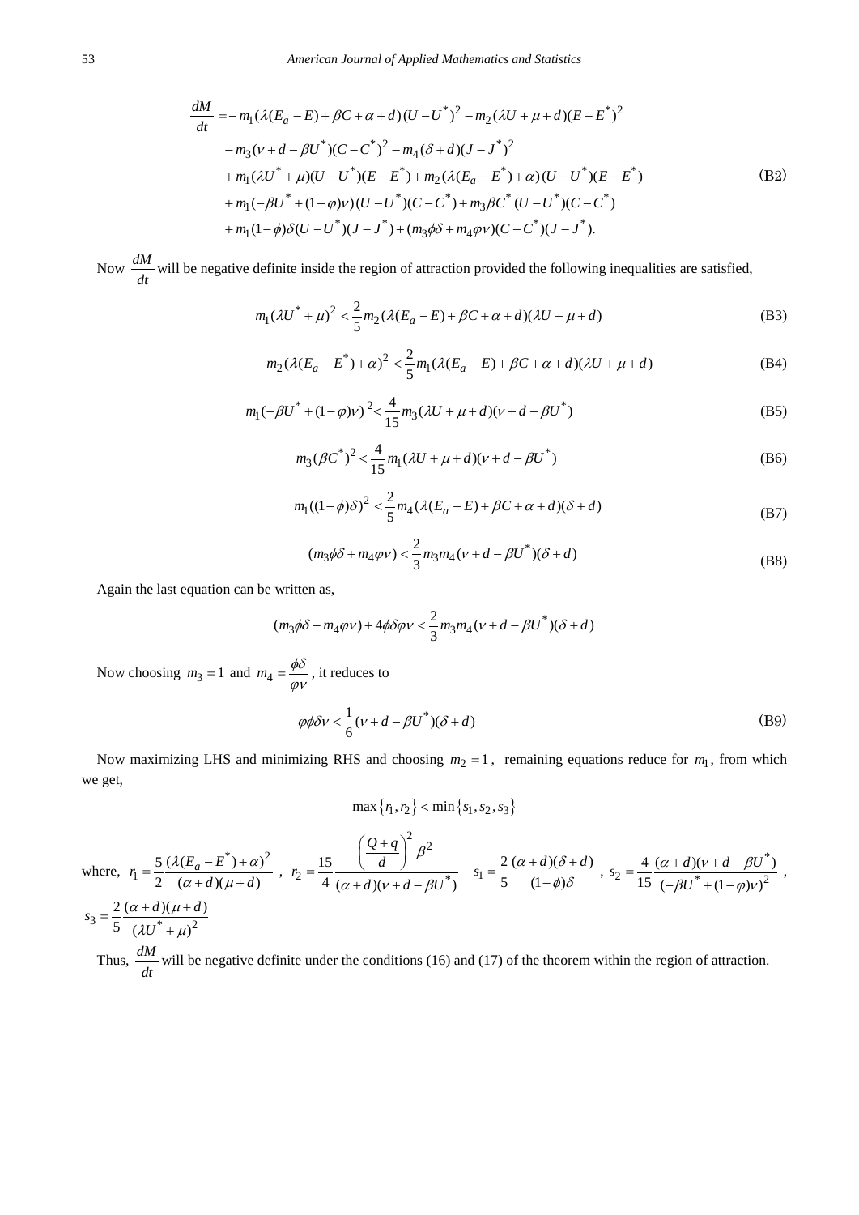$$
\begin{aligned}
\frac{dM}{dt} =& -m_1(\lambda(E_a - E) + \beta C + \alpha + d)(U - U^*)^2 - m_2(\lambda U + \mu + d)(E - E^*)^2 \\
& - m_3(\nu + d - \beta U^*)(C - C^*)^2 - m_4(\delta + d)(J - J^*)^2 \\
& + m_1(\lambda U^* + \mu)(U - U^*)(E - E^*) + m_2(\lambda(E_a - E^*) + \alpha)(U - U^*)(E - E^*) \\
& + m_1(-\beta U^* + (1-\varphi)\nu)(U - U^*)(C - C^*) + m_3\beta C^*(U - U^*)(C - C^*) \\
& + m_1(1-\phi)\delta(U - U^*)(J - J^*) + (m_3\phi\delta + m_4\varphi\nu)(C - C^*)(J - J^*).
\end{aligned} \tag{B2}
$$

Now $\frac{dM}{dt}$ will be negative definite inside the region of attraction provided the following inequalities are satisfied,

$$
m_1(\lambda U^* + \mu)^2 < \frac{2}{5} m_2(\lambda(E_a - E) + \beta C + \alpha + d)(\lambda U + \mu + d) \tag{B3}
$$

$$
m_2(\lambda(E_a - E^*) + \alpha)^2 < \frac{2}{5} m_1(\lambda(E_a - E) + \beta C + \alpha + d)(\lambda U + \mu + d) \tag{B4}
$$

$$
m_1(-\beta U^* + (1-\varphi)\nu)^2 < \frac{4}{15} m_3(\lambda U + \mu + d)(\nu + d - \beta U^*) \tag{B5}
$$

$$
m_3(\beta C^*)^2 < \frac{4}{15} m_1(\lambda U + \mu + d)(\nu + d - \beta U^*) \tag{B6}
$$

$$
m_1((1-\phi)\delta)^2 < \frac{2}{5} m_4(\lambda(E_a - E) + \beta C + \alpha + d)(\delta + d) \tag{B7}
$$

$$
(m_3\phi\delta + m_4\varphi\nu) < \frac{2}{3} m_3 m_4(\nu + d - \beta U^*)(\delta + d) \tag{B8}
$$

Again the last equation can be written as,

$$
(m_3\phi\delta - m_4\varphi\nu) + 4\phi\delta\varphi\nu < \frac{2}{3} m_3 m_4(\nu + d - \beta U^*)(\delta + d)
$$

Now choosing $m_3 = 1$ and $m_4 = \frac{\phi\delta}{\varphi\nu}$, it reduces to

$$
\varphi\phi\delta\nu < \frac{1}{6}(\nu + d - \beta U^*)(\delta + d) \tag{B9}
$$

Now maximizing LHS and minimizing RHS and choosing $m_2 = 1$, remaining equations reduce for $m_1$, from which we get,

$$
\max\{r_1, r_2\} < \min\{s_1, s_2, s_3\}
$$

where, $r_1 = \frac{5}{2}\frac{(\lambda(E_a - E^*) + \alpha)^2}{(\alpha + d)(\mu + d)}$, $r_2 = \frac{15}{4}\frac{\left(\frac{Q+q}{d}\right)^2 \beta^2}{(\alpha + d)(\nu + d - \beta U^*)}$ $s_1 = \frac{2}{5}\frac{(\alpha + d)(\delta + d)}{(1-\phi)\delta}$, $s_2 = \frac{4}{15}\frac{(\alpha + d)(\nu + d - \beta U^*)}{(-\beta U^* + (1-\varphi)\nu)^2}$, $s_3 = \frac{2}{5}\frac{(\alpha + d)(\mu + d)}{(\lambda U^* + \mu)^2}$

Thus, $\frac{dM}{dt}$ will be negative definite under the conditions (16) and (17) of the theorem within the region of attraction.